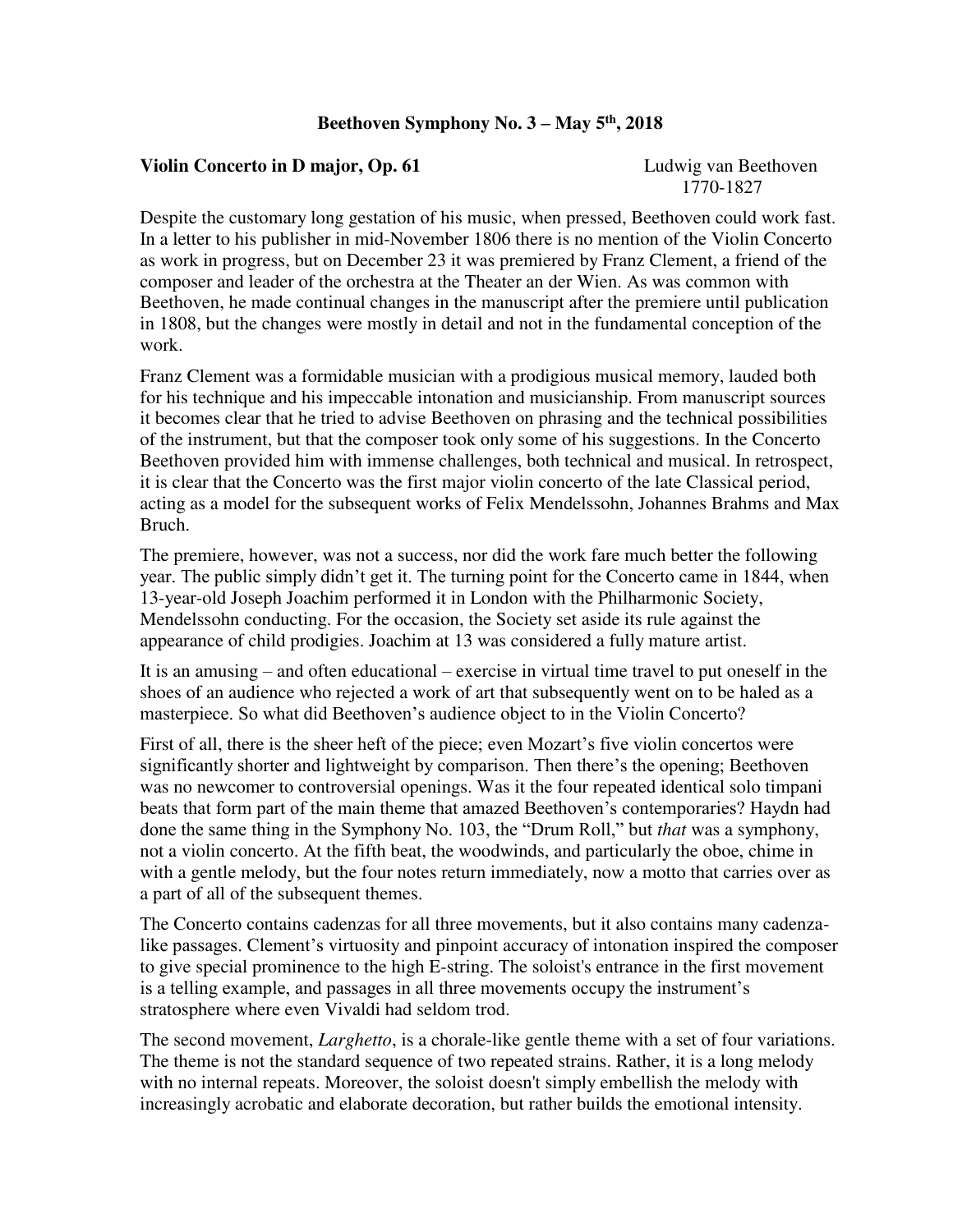# Beethoven Symphony No. 3 – May 5th, 2018

**Violin Concerto in D major, Op. 61** Ludwig van Beethoven
1770-1827

Despite the customary long gestation of his music, when pressed, Beethoven could work fast. In a letter to his publisher in mid-November 1806 there is no mention of the Violin Concerto as work in progress, but on December 23 it was premiered by Franz Clement, a friend of the composer and leader of the orchestra at the Theater an der Wien. As was common with Beethoven, he made continual changes in the manuscript after the premiere until publication in 1808, but the changes were mostly in detail and not in the fundamental conception of the work.

Franz Clement was a formidable musician with a prodigious musical memory, lauded both for his technique and his impeccable intonation and musicianship. From manuscript sources it becomes clear that he tried to advise Beethoven on phrasing and the technical possibilities of the instrument, but that the composer took only some of his suggestions. In the Concerto Beethoven provided him with immense challenges, both technical and musical. In retrospect, it is clear that the Concerto was the first major violin concerto of the late Classical period, acting as a model for the subsequent works of Felix Mendelssohn, Johannes Brahms and Max Bruch.

The premiere, however, was not a success, nor did the work fare much better the following year. The public simply didn't get it. The turning point for the Concerto came in 1844, when 13-year-old Joseph Joachim performed it in London with the Philharmonic Society, Mendelssohn conducting. For the occasion, the Society set aside its rule against the appearance of child prodigies. Joachim at 13 was considered a fully mature artist.

It is an amusing – and often educational – exercise in virtual time travel to put oneself in the shoes of an audience who rejected a work of art that subsequently went on to be haled as a masterpiece. So what did Beethoven's audience object to in the Violin Concerto?

First of all, there is the sheer heft of the piece; even Mozart's five violin concertos were significantly shorter and lightweight by comparison. Then there's the opening; Beethoven was no newcomer to controversial openings. Was it the four repeated identical solo timpani beats that form part of the main theme that amazed Beethoven's contemporaries? Haydn had done the same thing in the Symphony No. 103, the "Drum Roll," but *that* was a symphony, not a violin concerto. At the fifth beat, the woodwinds, and particularly the oboe, chime in with a gentle melody, but the four notes return immediately, now a motto that carries over as a part of all of the subsequent themes.

The Concerto contains cadenzas for all three movements, but it also contains many cadenza-like passages. Clement's virtuosity and pinpoint accuracy of intonation inspired the composer to give special prominence to the high E-string. The soloist's entrance in the first movement is a telling example, and passages in all three movements occupy the instrument's stratosphere where even Vivaldi had seldom trod.

The second movement, *Larghetto*, is a chorale-like gentle theme with a set of four variations. The theme is not the standard sequence of two repeated strains. Rather, it is a long melody with no internal repeats. Moreover, the soloist doesn't simply embellish the melody with increasingly acrobatic and elaborate decoration, but rather builds the emotional intensity.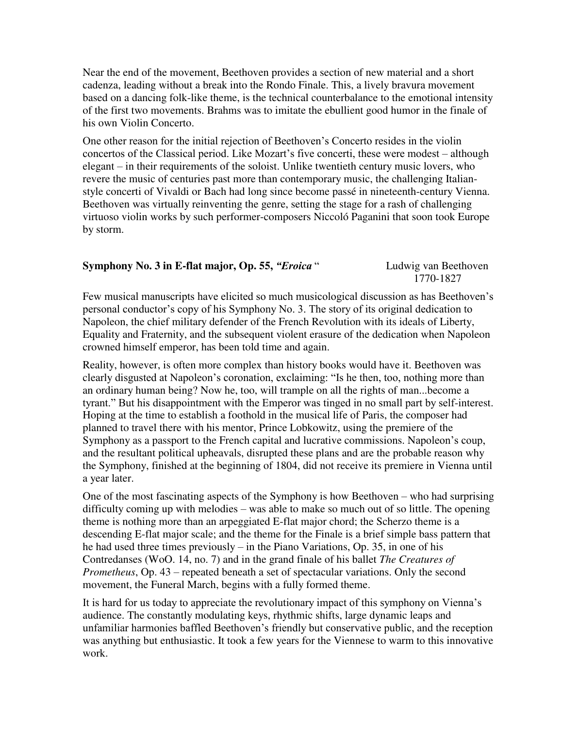Near the end of the movement, Beethoven provides a section of new material and a short cadenza, leading without a break into the Rondo Finale. This, a lively bravura movement based on a dancing folk-like theme, is the technical counterbalance to the emotional intensity of the first two movements. Brahms was to imitate the ebullient good humor in the finale of his own Violin Concerto.

One other reason for the initial rejection of Beethoven's Concerto resides in the violin concertos of the Classical period. Like Mozart's five concerti, these were modest – although elegant – in their requirements of the soloist. Unlike twentieth century music lovers, who revere the music of centuries past more than contemporary music, the challenging Italian-style concerti of Vivaldi or Bach had long since become passé in nineteenth-century Vienna. Beethoven was virtually reinventing the genre, setting the stage for a rash of challenging virtuoso violin works by such performer-composers Niccoló Paganini that soon took Europe by storm.

**Symphony No. 3 in E-flat major, Op. 55, *"Eroica* "** Ludwig van Beethoven 1770-1827

Few musical manuscripts have elicited so much musicological discussion as has Beethoven's personal conductor's copy of his Symphony No. 3. The story of its original dedication to Napoleon, the chief military defender of the French Revolution with its ideals of Liberty, Equality and Fraternity, and the subsequent violent erasure of the dedication when Napoleon crowned himself emperor, has been told time and again.

Reality, however, is often more complex than history books would have it. Beethoven was clearly disgusted at Napoleon's coronation, exclaiming: "Is he then, too, nothing more than an ordinary human being? Now he, too, will trample on all the rights of man...become a tyrant." But his disappointment with the Emperor was tinged in no small part by self-interest. Hoping at the time to establish a foothold in the musical life of Paris, the composer had planned to travel there with his mentor, Prince Lobkowitz, using the premiere of the Symphony as a passport to the French capital and lucrative commissions. Napoleon's coup, and the resultant political upheavals, disrupted these plans and are the probable reason why the Symphony, finished at the beginning of 1804, did not receive its premiere in Vienna until a year later.

One of the most fascinating aspects of the Symphony is how Beethoven – who had surprising difficulty coming up with melodies – was able to make so much out of so little. The opening theme is nothing more than an arpeggiated E-flat major chord; the Scherzo theme is a descending E-flat major scale; and the theme for the Finale is a brief simple bass pattern that he had used three times previously – in the Piano Variations, Op. 35, in one of his Contredanses (WoO. 14, no. 7) and in the grand finale of his ballet *The Creatures of Prometheus*, Op. 43 – repeated beneath a set of spectacular variations. Only the second movement, the Funeral March, begins with a fully formed theme.

It is hard for us today to appreciate the revolutionary impact of this symphony on Vienna's audience. The constantly modulating keys, rhythmic shifts, large dynamic leaps and unfamiliar harmonies baffled Beethoven's friendly but conservative public, and the reception was anything but enthusiastic. It took a few years for the Viennese to warm to this innovative work.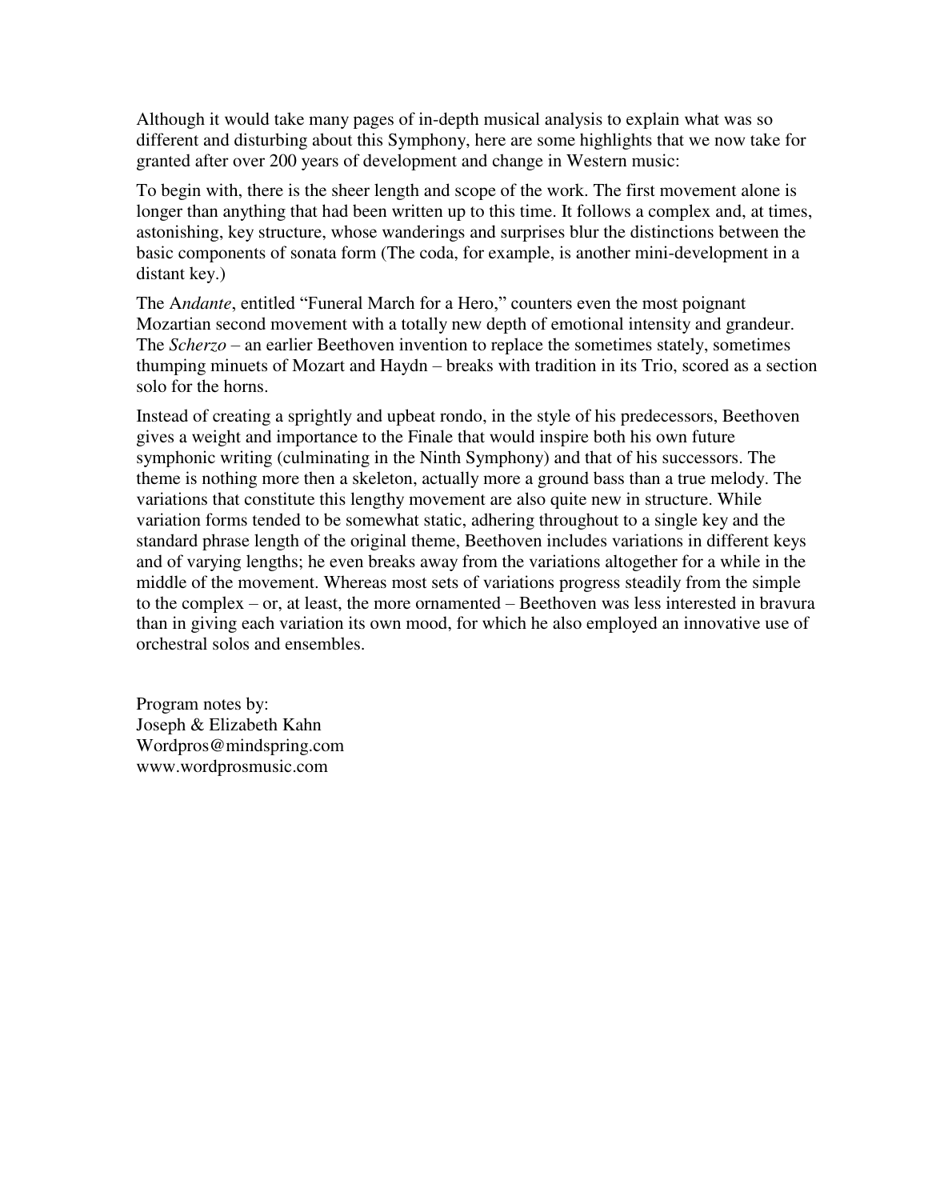Although it would take many pages of in-depth musical analysis to explain what was so different and disturbing about this Symphony, here are some highlights that we now take for granted after over 200 years of development and change in Western music:

To begin with, there is the sheer length and scope of the work. The first movement alone is longer than anything that had been written up to this time. It follows a complex and, at times, astonishing, key structure, whose wanderings and surprises blur the distinctions between the basic components of sonata form (The coda, for example, is another mini-development in a distant key.)

The A*ndante*, entitled "Funeral March for a Hero," counters even the most poignant Mozartian second movement with a totally new depth of emotional intensity and grandeur. The *Scherzo* – an earlier Beethoven invention to replace the sometimes stately, sometimes thumping minuets of Mozart and Haydn – breaks with tradition in its Trio, scored as a section solo for the horns.

Instead of creating a sprightly and upbeat rondo, in the style of his predecessors, Beethoven gives a weight and importance to the Finale that would inspire both his own future symphonic writing (culminating in the Ninth Symphony) and that of his successors. The theme is nothing more then a skeleton, actually more a ground bass than a true melody. The variations that constitute this lengthy movement are also quite new in structure. While variation forms tended to be somewhat static, adhering throughout to a single key and the standard phrase length of the original theme, Beethoven includes variations in different keys and of varying lengths; he even breaks away from the variations altogether for a while in the middle of the movement. Whereas most sets of variations progress steadily from the simple to the complex – or, at least, the more ornamented – Beethoven was less interested in bravura than in giving each variation its own mood, for which he also employed an innovative use of orchestral solos and ensembles.

Program notes by:
Joseph & Elizabeth Kahn
Wordpros@mindspring.com
www.wordprosmusic.com